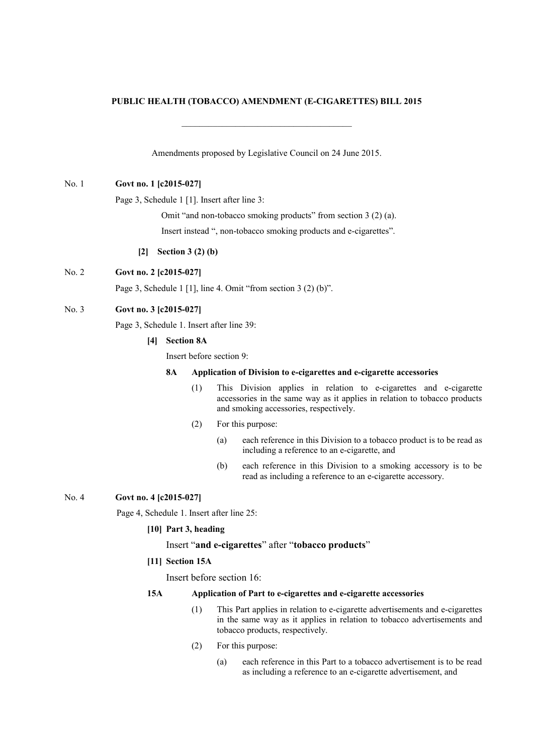**PUBLIC HEALTH (TOBACCO) AMENDMENT (E-CIGARETTES) BILL 2015**

---

Amendments proposed by Legislative Council on 24 June 2015.

No. 1 **Govt no. 1 [c2015-027]**

Page 3, Schedule 1 [1]. Insert after line 3:

Omit "and non-tobacco smoking products" from section 3 (2) (a).

Insert instead ", non-tobacco smoking products and e-cigarettes".

**[2] Section 3 (2) (b)**

No. 2 **Govt no. 2 [c2015-027]**

Page 3, Schedule 1 [1], line 4. Omit "from section 3 (2) (b)".

No. 3 **Govt no. 3 [c2015-027]**

Page 3, Schedule 1. Insert after line 39:

**[4] Section 8A**

Insert before section 9:

**8A Application of Division to e-cigarettes and e-cigarette accessories**

(1) This Division applies in relation to e-cigarettes and e-cigarette accessories in the same way as it applies in relation to tobacco products and smoking accessories, respectively.

(2) For this purpose:

(a) each reference in this Division to a tobacco product is to be read as including a reference to an e-cigarette, and

(b) each reference in this Division to a smoking accessory is to be read as including a reference to an e-cigarette accessory.

No. 4 **Govt no. 4 [c2015-027]**

Page 4, Schedule 1. Insert after line 25:

**[10] Part 3, heading**

Insert "**and e-cigarettes**" after "**tobacco products**"

**[11] Section 15A**

Insert before section 16:

**15A Application of Part to e-cigarettes and e-cigarette accessories**

(1) This Part applies in relation to e-cigarette advertisements and e-cigarettes in the same way as it applies in relation to tobacco advertisements and tobacco products, respectively.

(2) For this purpose:

(a) each reference in this Part to a tobacco advertisement is to be read as including a reference to an e-cigarette advertisement, and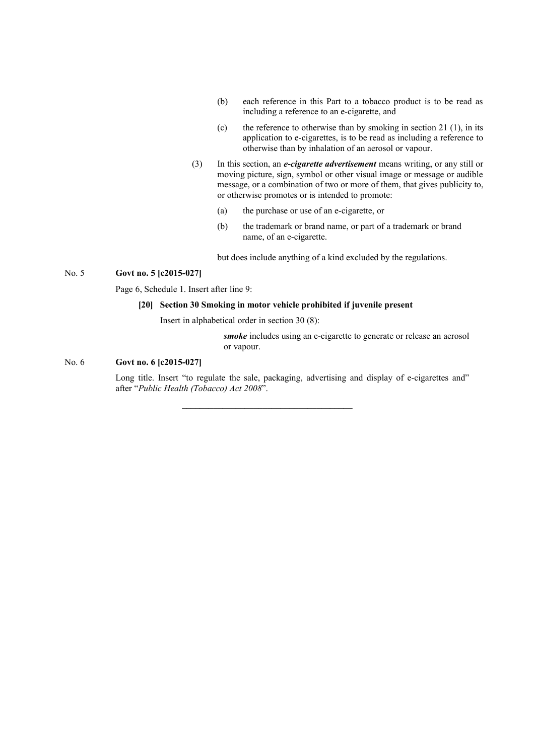(b) each reference in this Part to a tobacco product is to be read as including a reference to an e-cigarette, and

(c) the reference to otherwise than by smoking in section 21 (1), in its application to e-cigarettes, is to be read as including a reference to otherwise than by inhalation of an aerosol or vapour.

(3) In this section, an ***e-cigarette advertisement*** means writing, or any still or moving picture, sign, symbol or other visual image or message or audible message, or a combination of two or more of them, that gives publicity to, or otherwise promotes or is intended to promote:

(a) the purchase or use of an e-cigarette, or

(b) the trademark or brand name, or part of a trademark or brand name, of an e-cigarette.

but does include anything of a kind excluded by the regulations.

No. 5 **Govt no. 5 [c2015-027]**

Page 6, Schedule 1. Insert after line 9:

**[20] Section 30 Smoking in motor vehicle prohibited if juvenile present**

Insert in alphabetical order in section 30 (8):

***smoke*** includes using an e-cigarette to generate or release an aerosol or vapour.

No. 6 **Govt no. 6 [c2015-027]**

Long title. Insert "to regulate the sale, packaging, advertising and display of e-cigarettes and" after "*Public Health (Tobacco) Act 2008*".